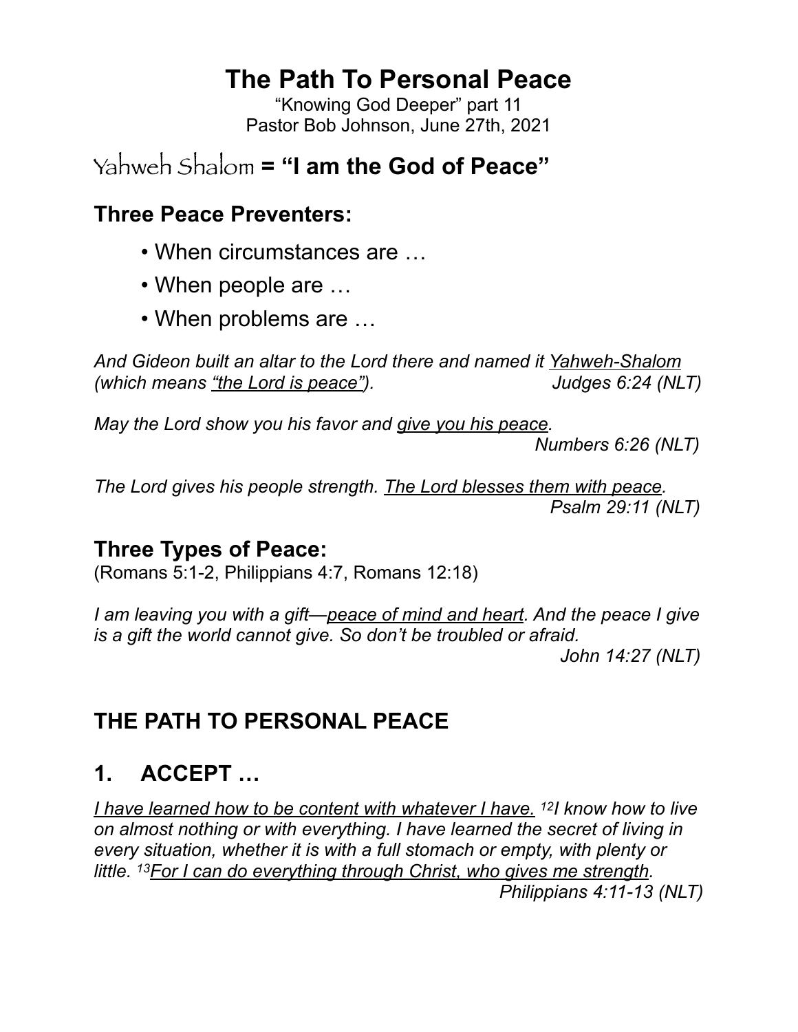# The Path To Personal Peace

"Knowing God Deeper" part 11
Pastor Bob Johnson, June 27th, 2021

## Yahweh Shalom = "I am the God of Peace"

### Three Peace Preventers:

- When circumstances are …
- When people are …
- When problems are …

*And Gideon built an altar to the Lord there and named it <u>Yahweh-Shalom</u> (which means <u>"the Lord is peace"</u>).* *Judges 6:24 (NLT)*

*May the Lord show you his favor and <u>give you his peace</u>.*
*Numbers 6:26 (NLT)*

*The Lord gives his people strength. <u>The Lord blesses them with peace</u>.*
*Psalm 29:11 (NLT)*

### Three Types of Peace:

(Romans 5:1-2, Philippians 4:7, Romans 12:18)

*I am leaving you with a gift—<u>peace of mind and heart</u>. And the peace I give is a gift the world cannot give. So don't be troubled or afraid.*
*John 14:27 (NLT)*

## THE PATH TO PERSONAL PEACE

## 1. ACCEPT …

*<u>I have learned how to be content with whatever I have.</u> [12]I know how to live on almost nothing or with everything. I have learned the secret of living in every situation, whether it is with a full stomach or empty, with plenty or little. [13]<u>For I can do everything through Christ, who gives me strength</u>.*
*Philippians 4:11-13 (NLT)*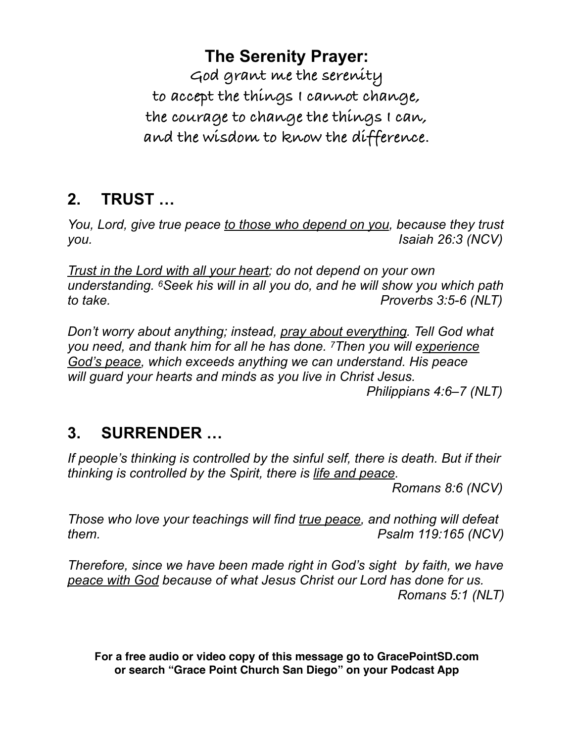## The Serenity Prayer:

God grant me the serenity
to accept the things I cannot change,
the courage to change the things I can,
and the wisdom to know the difference.

## 2. TRUST …

*You, Lord, give true peace <u>to those who depend on you</u>, because they trust you.* *Isaiah 26:3 (NCV)*

*<u>Trust in the Lord with all your heart</u>; do not depend on your own understanding. [6]Seek his will in all you do, and he will show you which path to take.* *Proverbs 3:5-6 (NLT)*

*Don't worry about anything; instead, <u>pray about everything</u>. Tell God what you need, and thank him for all he has done. [7]Then you will e<u>xperience God's peace</u>, which exceeds anything we can understand. His peace will guard your hearts and minds as you live in Christ Jesus.*
*Philippians 4:6–7 (NLT)*

## 3. SURRENDER …

*If people's thinking is controlled by the sinful self, there is death. But if their thinking is controlled by the Spirit, there is <u>life and peace</u>.*
*Romans 8:6 (NCV)*

*Those who love your teachings will find <u>true peace</u>, and nothing will defeat them.* *Psalm 119:165 (NCV)*

*Therefore, since we have been made right in God's sight by faith, we have <u>peace with God</u> because of what Jesus Christ our Lord has done for us.*
*Romans 5:1 (NLT)*

**For a free audio or video copy of this message go to GracePointSD.com or search "Grace Point Church San Diego" on your Podcast App**